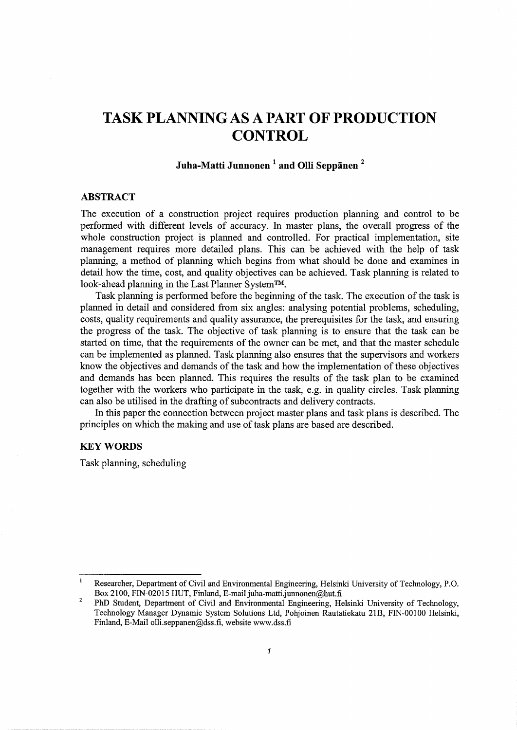# TASK PLANNING AS A PART OF PRODUCTION CONTROL

**Juha-Matti Junnonen [1] and Olli Seppänen [2]**

## ABSTRACT

The execution of a construction project requires production planning and control to be performed with different levels of accuracy. In master plans, the overall progress of the whole construction project is planned and controlled. For practical implementation, site management requires more detailed plans. This can be achieved with the help of task planning, a method of planning which begins from what should be done and examines in detail how the time, cost, and quality objectives can be achieved. Task planning is related to look-ahead planning in the Last Planner System™.

Task planning is performed before the beginning of the task. The execution of the task is planned in detail and considered from six angles: analysing potential problems, scheduling, costs, quality requirements and quality assurance, the prerequisites for the task, and ensuring the progress of the task. The objective of task planning is to ensure that the task can be started on time, that the requirements of the owner can be met, and that the master schedule can be implemented as planned. Task planning also ensures that the supervisors and workers know the objectives and demands of the task and how the implementation of these objectives and demands has been planned. This requires the results of the task plan to be examined together with the workers who participate in the task, e.g. in quality circles. Task planning can also be utilised in the drafting of subcontracts and delivery contracts.

In this paper the connection between project master plans and task plans is described. The principles on which the making and use of task plans are based are described.

## KEY WORDS

Task planning, scheduling

---

[1] Researcher, Department of Civil and Environmental Engineering, Helsinki University of Technology, P.O. Box 2100, FIN-02015 HUT, Finland, E-mail juha-matti.junnonen@hut.fi

[2] PhD Student, Department of Civil and Environmental Engineering, Helsinki University of Technology, Technology Manager Dynamic System Solutions Ltd, Pohjoinen Rautatiekatu 21B, FIN-00100 Helsinki, Finland, E-Mail olli.seppanen@dss.fi, website www.dss.fi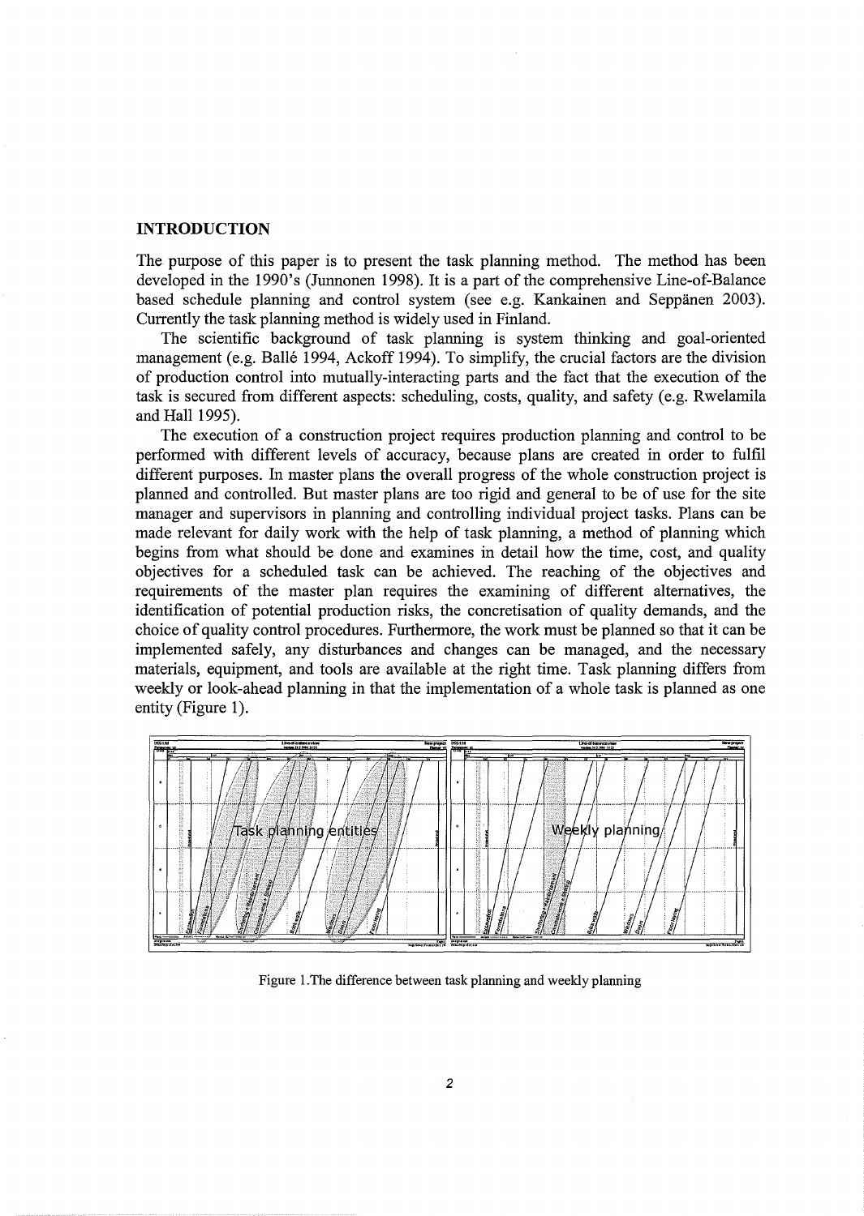## INTRODUCTION

The purpose of this paper is to present the task planning method. The method has been developed in the 1990's (Junnonen 1998). It is a part of the comprehensive Line-of-Balance based schedule planning and control system (see e.g. Kankainen and Seppänen 2003). Currently the task planning method is widely used in Finland.

The scientific background of task planning is system thinking and goal-oriented management (e.g. Ballé 1994, Ackoff 1994). To simplify, the crucial factors are the division of production control into mutually-interacting parts and the fact that the execution of the task is secured from different aspects: scheduling, costs, quality, and safety (e.g. Rwelamila and Hall 1995).

The execution of a construction project requires production planning and control to be performed with different levels of accuracy, because plans are created in order to fulfil different purposes. In master plans the overall progress of the whole construction project is planned and controlled. But master plans are too rigid and general to be of use for the site manager and supervisors in planning and controlling individual project tasks. Plans can be made relevant for daily work with the help of task planning, a method of planning which begins from what should be done and examines in detail how the time, cost, and quality objectives for a scheduled task can be achieved. The reaching of the objectives and requirements of the master plan requires the examining of different alternatives, the identification of potential production risks, the concretisation of quality demands, and the choice of quality control procedures. Furthermore, the work must be planned so that it can be implemented safely, any disturbances and changes can be managed, and the necessary materials, equipment, and tools are available at the right time. Task planning differs from weekly or look-ahead planning in that the implementation of a whole task is planned as one entity (Figure 1).

Figure 1.The difference between task planning and weekly planning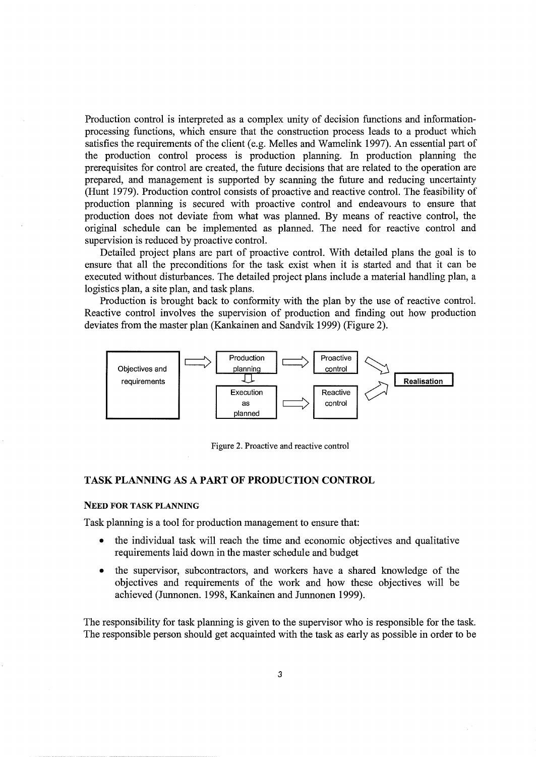Production control is interpreted as a complex unity of decision functions and information-processing functions, which ensure that the construction process leads to a product which satisfies the requirements of the client (e.g. Melles and Wamelink 1997). An essential part of the production control process is production planning. In production planning the prerequisites for control are created, the future decisions that are related to the operation are prepared, and management is supported by scanning the future and reducing uncertainty (Hunt 1979). Production control consists of proactive and reactive control. The feasibility of production planning is secured with proactive control and endeavours to ensure that production does not deviate from what was planned. By means of reactive control, the original schedule can be implemented as planned. The need for reactive control and supervision is reduced by proactive control.

Detailed project plans are part of proactive control. With detailed plans the goal is to ensure that all the preconditions for the task exist when it is started and that it can be executed without disturbances. The detailed project plans include a material handling plan, a logistics plan, a site plan, and task plans.

Production is brought back to conformity with the plan by the use of reactive control. Reactive control involves the supervision of production and finding out how production deviates from the master plan (Kankainen and Sandvik 1999) (Figure 2).

Objectives and requirements → Production planning → Proactive control → **Realisation**

Production planning ↓ Execution as planned → Reactive control → **Realisation**

Figure 2. Proactive and reactive control

## TASK PLANNING AS A PART OF PRODUCTION CONTROL

### NEED FOR TASK PLANNING

Task planning is a tool for production management to ensure that:

- the individual task will reach the time and economic objectives and qualitative requirements laid down in the master schedule and budget
- the supervisor, subcontractors, and workers have a shared knowledge of the objectives and requirements of the work and how these objectives will be achieved (Junnonen. 1998, Kankainen and Junnonen 1999).

The responsibility for task planning is given to the supervisor who is responsible for the task. The responsible person should get acquainted with the task as early as possible in order to be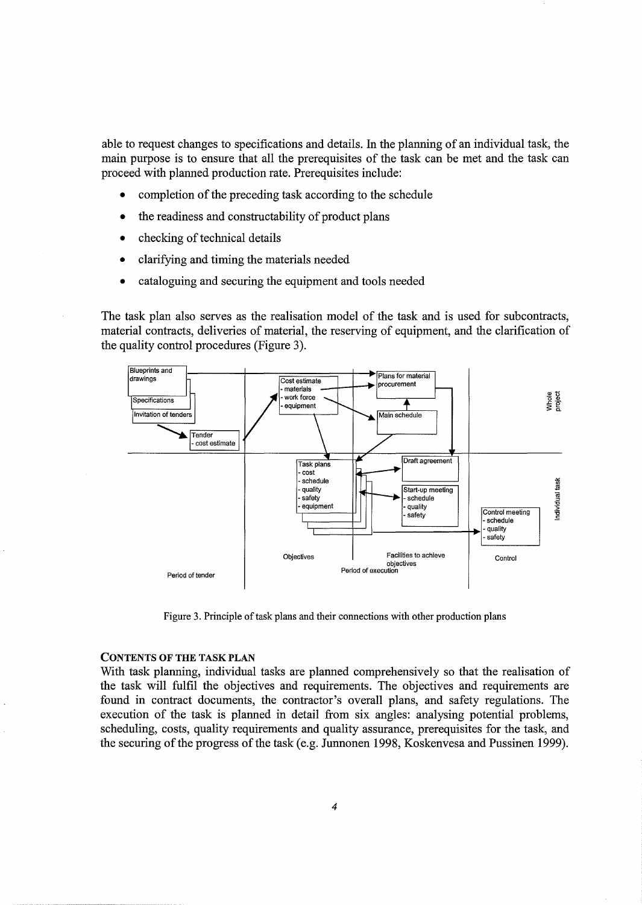able to request changes to specifications and details. In the planning of an individual task, the main purpose is to ensure that all the prerequisites of the task can be met and the task can proceed with planned production rate. Prerequisites include:

- completion of the preceding task according to the schedule
- the readiness and constructability of product plans
- checking of technical details
- clarifying and timing the materials needed
- cataloguing and securing the equipment and tools needed

The task plan also serves as the realisation model of the task and is used for subcontracts, material contracts, deliveries of material, the reserving of equipment, and the clarification of the quality control procedures (Figure 3).

Figure 3. Principle of task plans and their connections with other production plans

### CONTENTS OF THE TASK PLAN

With task planning, individual tasks are planned comprehensively so that the realisation of the task will fulfil the objectives and requirements. The objectives and requirements are found in contract documents, the contractor's overall plans, and safety regulations. The execution of the task is planned in detail from six angles: analysing potential problems, scheduling, costs, quality requirements and quality assurance, prerequisites for the task, and the securing of the progress of the task (e.g. Junnonen 1998, Koskenvesa and Pussinen 1999).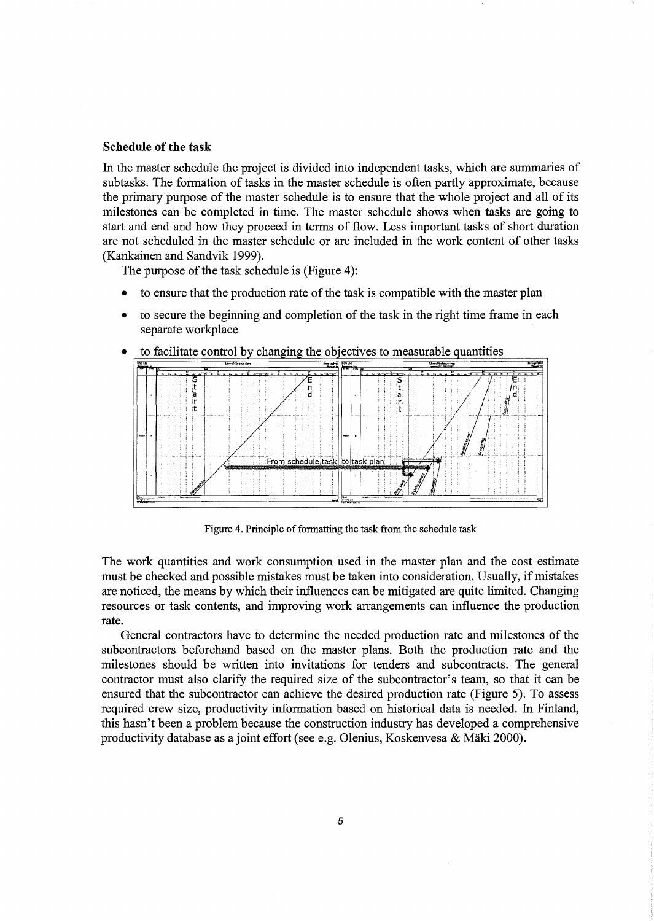### Schedule of the task

In the master schedule the project is divided into independent tasks, which are summaries of subtasks. The formation of tasks in the master schedule is often partly approximate, because the primary purpose of the master schedule is to ensure that the whole project and all of its milestones can be completed in time. The master schedule shows when tasks are going to start and end and how they proceed in terms of flow. Less important tasks of short duration are not scheduled in the master schedule or are included in the work content of other tasks (Kankainen and Sandvik 1999).

The purpose of the task schedule is (Figure 4):

- to ensure that the production rate of the task is compatible with the master plan
- to secure the beginning and completion of the task in the right time frame in each separate workplace
- to facilitate control by changing the objectives to measurable quantities

Figure 4. Principle of formatting the task from the schedule task

The work quantities and work consumption used in the master plan and the cost estimate must be checked and possible mistakes must be taken into consideration. Usually, if mistakes are noticed, the means by which their influences can be mitigated are quite limited. Changing resources or task contents, and improving work arrangements can influence the production rate.

General contractors have to determine the needed production rate and milestones of the subcontractors beforehand based on the master plans. Both the production rate and the milestones should be written into invitations for tenders and subcontracts. The general contractor must also clarify the required size of the subcontractor's team, so that it can be ensured that the subcontractor can achieve the desired production rate (Figure 5). To assess required crew size, productivity information based on historical data is needed. In Finland, this hasn't been a problem because the construction industry has developed a comprehensive productivity database as a joint effort (see e.g. Olenius, Koskenvesa & Mäki 2000).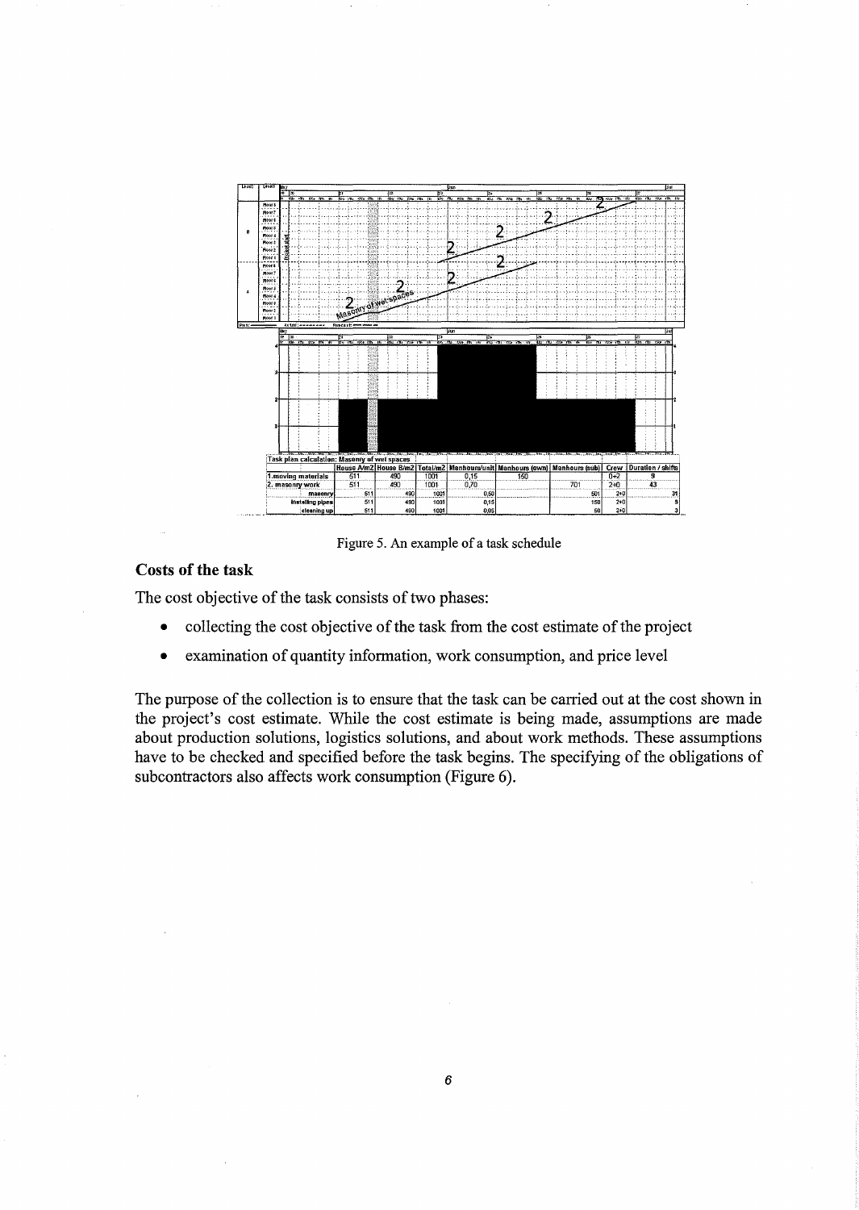| Task plan calculation: Masonry of wet spaces | | | | | | | | | |
|---|---|---|---|---|---|---|---|---|---|
| | House A/m2 | House B/m2 | Total/m2 | Manhours/unit | Manhours (own) | Manhours (sub) | Crew | Duration / shifts |
| 1. moving materials | 511 | 490 | 1001 | 0,15 | 150 | | 0+2 | 9 |
| 2. masonry work | 511 | 490 | 1001 | 0,70 | | 701 | 2+0 | 43 |
| masonry | 511 | 490 | 1001 | 0,50 | | 501 | 2+0 | 31 |
| installing pipes | 511 | 490 | 1001 | 0,15 | | 150 | 2+0 | 9 |
| cleaning up | 511 | 490 | 1001 | 0,05 | | 50 | 2+0 | 3 |

Figure 5. An example of a task schedule

### Costs of the task

The cost objective of the task consists of two phases:

- collecting the cost objective of the task from the cost estimate of the project
- examination of quantity information, work consumption, and price level

The purpose of the collection is to ensure that the task can be carried out at the cost shown in the project's cost estimate. While the cost estimate is being made, assumptions are made about production solutions, logistics solutions, and about work methods. These assumptions have to be checked and specified before the task begins. The specifying of the obligations of subcontractors also affects work consumption (Figure 6).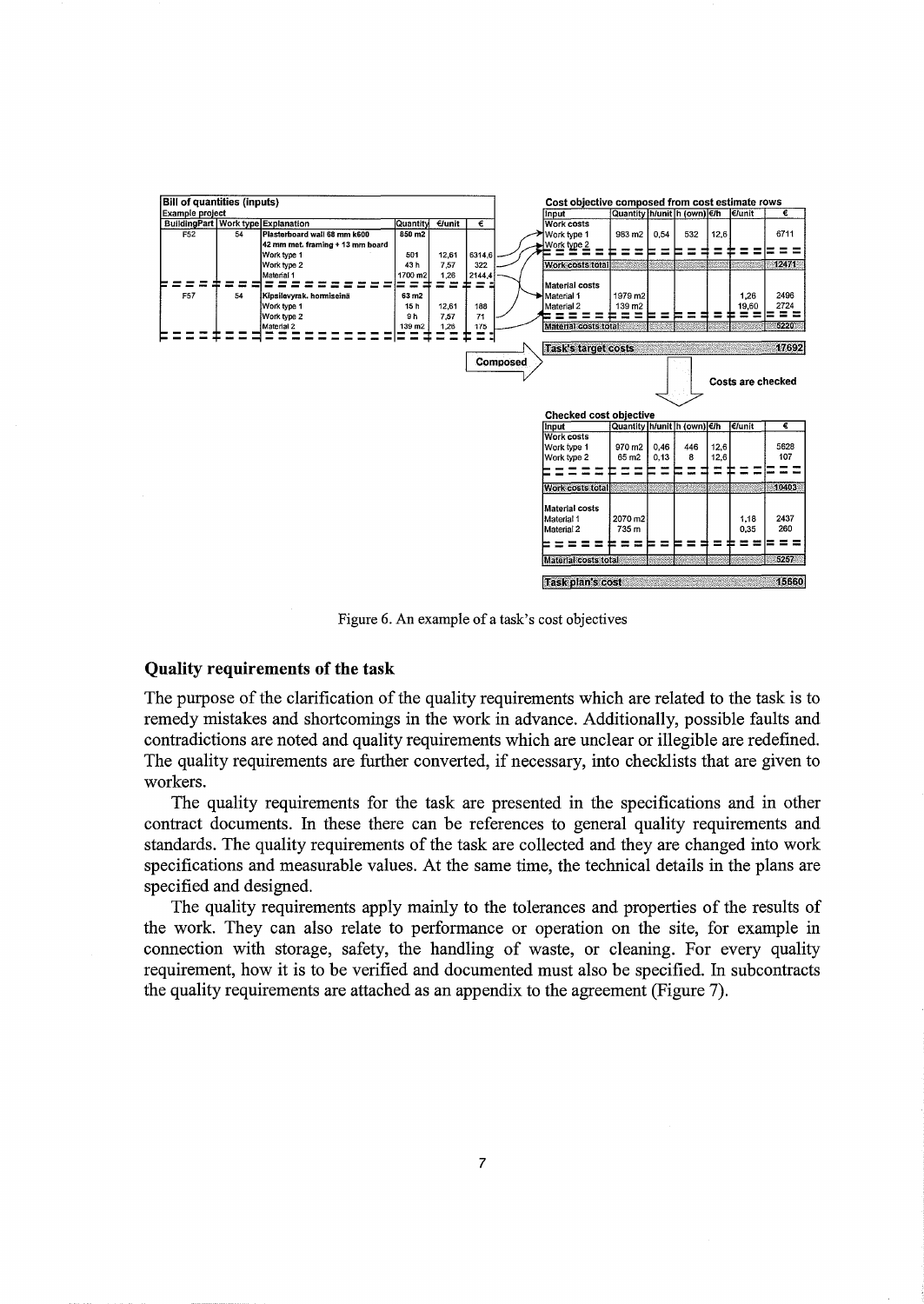**Bill of quantities (inputs)**

Example project

| BuildingPart | Work type | Explanation | Quantity | €/unit | € |
|---|---|---|---|---|---|
| F52 | 54 | Plasterboard wall 68 mm k600 42 mm met. framing + 13 mm board | 850 m2 | | |
| | | Work type 1 | 501 | 12,61 | 6314,6 |
| | | Work type 2 | 43 h | 7,57 | 322 |
| | | Material 1 | 1700 m2 | 1,26 | 2144,4 |
| F57 | 54 | Kipsilevyrak. hormiseinä | 63 m2 | | |
| | | Work type 1 | 15 h | 12,61 | 188 |
| | | Work type 2 | 9 h | 7,57 | 71 |
| | | Material 2 | 139 m2 | 1,26 | 175 |

Composed

**Cost objective composed from cost estimate rows**

| Input | Quantity | h/unit | h (own) | €/h | €/unit | € |
|---|---|---|---|---|---|---|
| Work costs | | | | | | |
| Work type 1 | 983 m2 | 0,54 | 532 | 12,6 | | 6711 |
| Work type 2 | | | | | | |
| Work costs total | | | | | | 12471 |
| Material costs | | | | | | |
| Material 1 | 1979 m2 | | | | 1,26 | 2496 |
| Material 2 | 139 m2 | | | | 19,60 | 2724 |
| Material costs total | | | | | | 5220 |
| Task's target costs | | | | | | 17692 |

Costs are checked

**Checked cost objective**

| Input | Quantity | h/unit | h (own) | €/h | €/unit | € |
|---|---|---|---|---|---|---|
| Work costs | | | | | | |
| Work type 1 | 970 m2 | 0,46 | 446 | 12,6 | | 5628 |
| Work type 2 | 65 m2 | 0,13 | 8 | 12,6 | | 107 |
| Work costs total | | | | | | 10403 |
| Material costs | | | | | | |
| Material 1 | 2070 m2 | | | | 1,18 | 2437 |
| Material 2 | 735 m | | | | 0,35 | 260 |
| Material costs total | | | | | | 5257 |
| Task plan's cost | | | | | | 15660 |

Figure 6. An example of a task's cost objectives

### Quality requirements of the task

The purpose of the clarification of the quality requirements which are related to the task is to remedy mistakes and shortcomings in the work in advance. Additionally, possible faults and contradictions are noted and quality requirements which are unclear or illegible are redefined. The quality requirements are further converted, if necessary, into checklists that are given to workers.

The quality requirements for the task are presented in the specifications and in other contract documents. In these there can be references to general quality requirements and standards. The quality requirements of the task are collected and they are changed into work specifications and measurable values. At the same time, the technical details in the plans are specified and designed.

The quality requirements apply mainly to the tolerances and properties of the results of the work. They can also relate to performance or operation on the site, for example in connection with storage, safety, the handling of waste, or cleaning. For every quality requirement, how it is to be verified and documented must also be specified. In subcontracts the quality requirements are attached as an appendix to the agreement (Figure 7).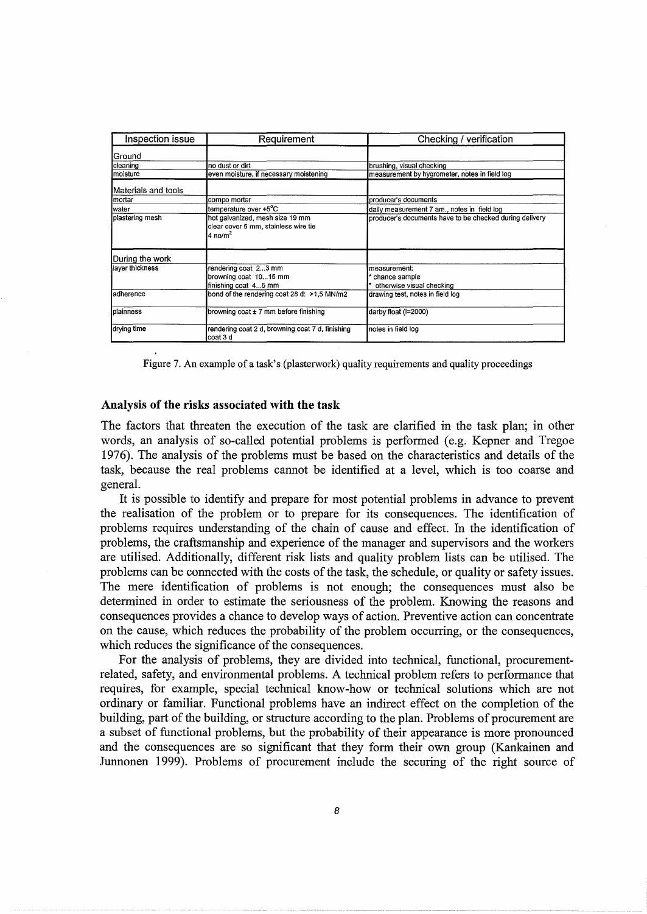| Inspection issue | Requirement | Checking / verification |
|---|---|---|
| Ground | | |
| cleaning | no dust or dirt | brushing, visual checking |
| moisture | even moisture, if necessary moistening | measurement by hygrometer, notes in field log |
| Materials and tools | | |
| mortar | compo mortar | producer's documents |
| water | temperature over +5°C | daily measurement 7 am., notes in field log |
| plastering mesh | hot galvanized, mesh size 19 mm<br>clear cover 5 mm, stainless wire tie<br>4 no/m$^2$ | producer's documents have to be checked during delivery |
| During the work | | |
| layer thickness | rendering coat 2...3 mm<br>browning coat 10...15 mm<br>finishing coat 4...5 mm | measurement:<br>* chance sample<br>* otherwise visual checking |
| adherence | bond of the rendering coat 28 d: >1,5 MN/m2 | drawing test, notes in field log |
| plainness | browning coat ± 7 mm before finishing | darby float (l=2000) |
| drying time | rendering coat 2 d, browning coat 7 d, finishing coat 3 d | notes in field log |

Figure 7. An example of a task's (plasterwork) quality requirements and quality proceedings

### Analysis of the risks associated with the task

The factors that threaten the execution of the task are clarified in the task plan; in other words, an analysis of so-called potential problems is performed (e.g. Kepner and Tregoe 1976). The analysis of the problems must be based on the characteristics and details of the task, because the real problems cannot be identified at a level, which is too coarse and general.

It is possible to identify and prepare for most potential problems in advance to prevent the realisation of the problem or to prepare for its consequences. The identification of problems requires understanding of the chain of cause and effect. In the identification of problems, the craftsmanship and experience of the manager and supervisors and the workers are utilised. Additionally, different risk lists and quality problem lists can be utilised. The problems can be connected with the costs of the task, the schedule, or quality or safety issues. The mere identification of problems is not enough; the consequences must also be determined in order to estimate the seriousness of the problem. Knowing the reasons and consequences provides a chance to develop ways of action. Preventive action can concentrate on the cause, which reduces the probability of the problem occurring, or the consequences, which reduces the significance of the consequences.

For the analysis of problems, they are divided into technical, functional, procurement-related, safety, and environmental problems. A technical problem refers to performance that requires, for example, special technical know-how or technical solutions which are not ordinary or familiar. Functional problems have an indirect effect on the completion of the building, part of the building, or structure according to the plan. Problems of procurement are a subset of functional problems, but the probability of their appearance is more pronounced and the consequences are so significant that they form their own group (Kankainen and Junnonen 1999). Problems of procurement include the securing of the right source of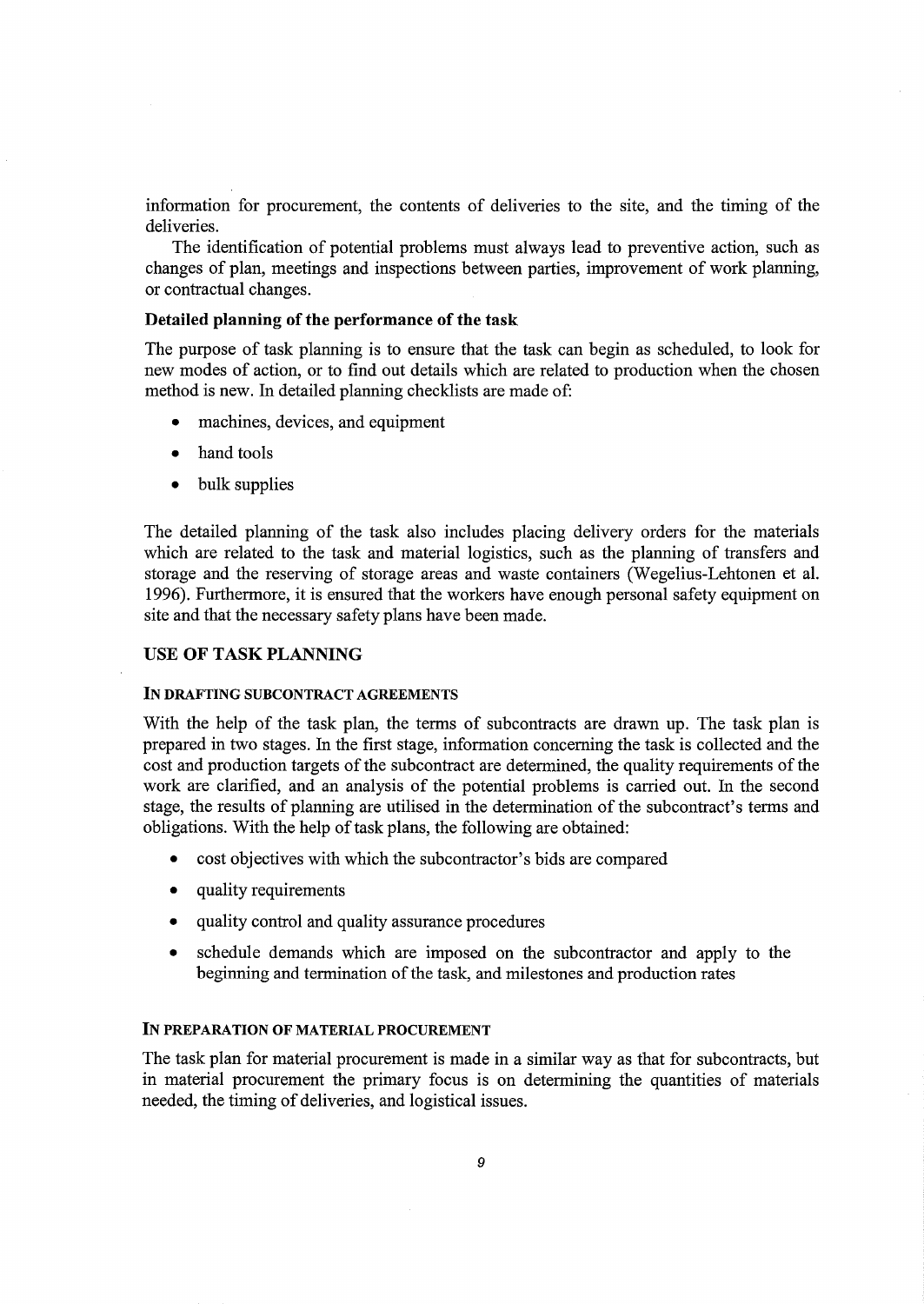information for procurement, the contents of deliveries to the site, and the timing of the deliveries.

The identification of potential problems must always lead to preventive action, such as changes of plan, meetings and inspections between parties, improvement of work planning, or contractual changes.

**Detailed planning of the performance of the task**

The purpose of task planning is to ensure that the task can begin as scheduled, to look for new modes of action, or to find out details which are related to production when the chosen method is new. In detailed planning checklists are made of:

- machines, devices, and equipment
- hand tools
- bulk supplies

The detailed planning of the task also includes placing delivery orders for the materials which are related to the task and material logistics, such as the planning of transfers and storage and the reserving of storage areas and waste containers (Wegelius-Lehtonen et al. 1996). Furthermore, it is ensured that the workers have enough personal safety equipment on site and that the necessary safety plans have been made.

## USE OF TASK PLANNING

### IN DRAFTING SUBCONTRACT AGREEMENTS

With the help of the task plan, the terms of subcontracts are drawn up. The task plan is prepared in two stages. In the first stage, information concerning the task is collected and the cost and production targets of the subcontract are determined, the quality requirements of the work are clarified, and an analysis of the potential problems is carried out. In the second stage, the results of planning are utilised in the determination of the subcontract's terms and obligations. With the help of task plans, the following are obtained:

- cost objectives with which the subcontractor's bids are compared
- quality requirements
- quality control and quality assurance procedures
- schedule demands which are imposed on the subcontractor and apply to the beginning and termination of the task, and milestones and production rates

### IN PREPARATION OF MATERIAL PROCUREMENT

The task plan for material procurement is made in a similar way as that for subcontracts, but in material procurement the primary focus is on determining the quantities of materials needed, the timing of deliveries, and logistical issues.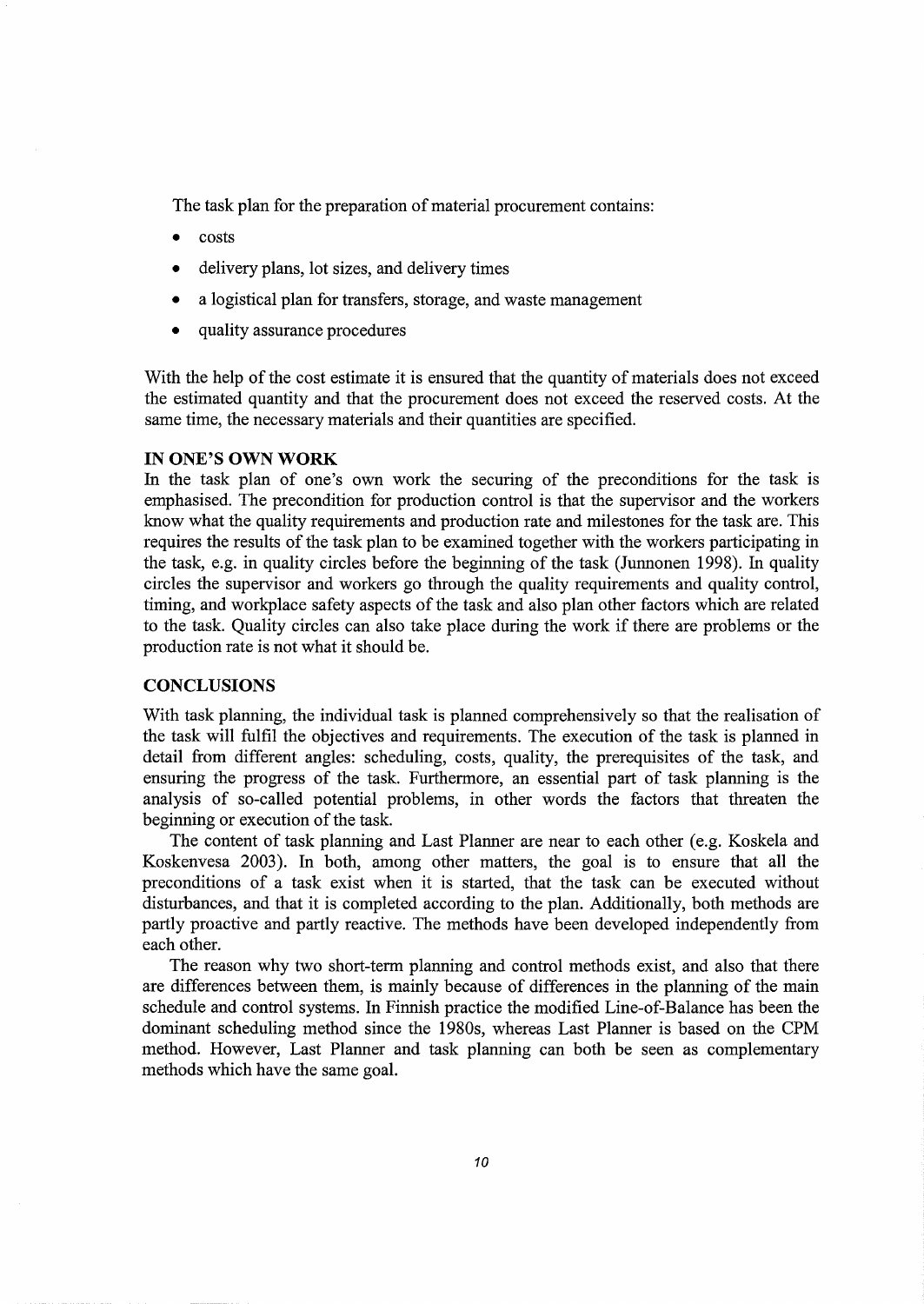The task plan for the preparation of material procurement contains:

- costs
- delivery plans, lot sizes, and delivery times
- a logistical plan for transfers, storage, and waste management
- quality assurance procedures

With the help of the cost estimate it is ensured that the quantity of materials does not exceed the estimated quantity and that the procurement does not exceed the reserved costs. At the same time, the necessary materials and their quantities are specified.

**IN ONE'S OWN WORK**

In the task plan of one's own work the securing of the preconditions for the task is emphasised. The precondition for production control is that the supervisor and the workers know what the quality requirements and production rate and milestones for the task are. This requires the results of the task plan to be examined together with the workers participating in the task, e.g. in quality circles before the beginning of the task (Junnonen 1998). In quality circles the supervisor and workers go through the quality requirements and quality control, timing, and workplace safety aspects of the task and also plan other factors which are related to the task. Quality circles can also take place during the work if there are problems or the production rate is not what it should be.

## CONCLUSIONS

With task planning, the individual task is planned comprehensively so that the realisation of the task will fulfil the objectives and requirements. The execution of the task is planned in detail from different angles: scheduling, costs, quality, the prerequisites of the task, and ensuring the progress of the task. Furthermore, an essential part of task planning is the analysis of so-called potential problems, in other words the factors that threaten the beginning or execution of the task.

The content of task planning and Last Planner are near to each other (e.g. Koskela and Koskenvesa 2003). In both, among other matters, the goal is to ensure that all the preconditions of a task exist when it is started, that the task can be executed without disturbances, and that it is completed according to the plan. Additionally, both methods are partly proactive and partly reactive. The methods have been developed independently from each other.

The reason why two short-term planning and control methods exist, and also that there are differences between them, is mainly because of differences in the planning of the main schedule and control systems. In Finnish practice the modified Line-of-Balance has been the dominant scheduling method since the 1980s, whereas Last Planner is based on the CPM method. However, Last Planner and task planning can both be seen as complementary methods which have the same goal.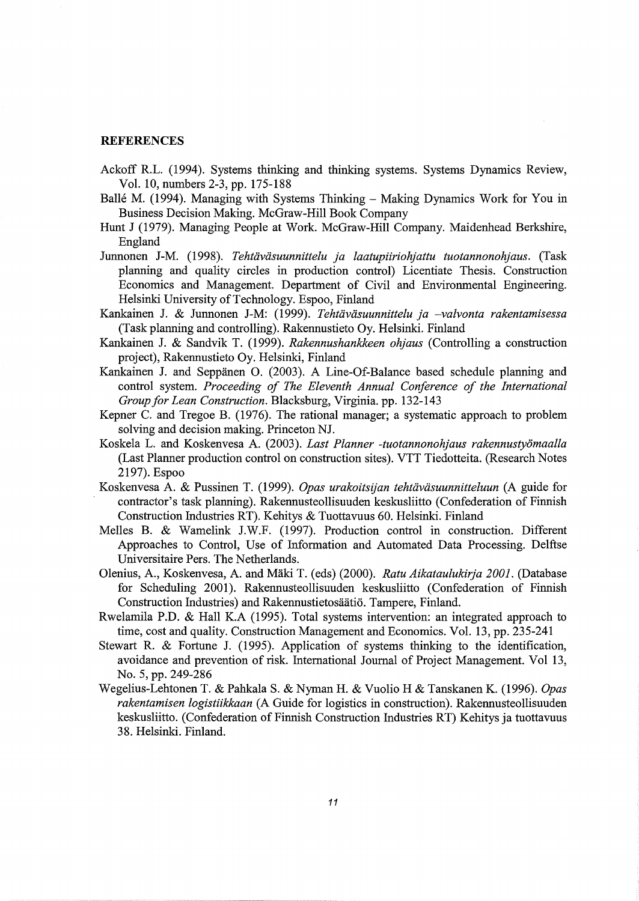## REFERENCES

Ackoff R.L. (1994). Systems thinking and thinking systems. Systems Dynamics Review, Vol. 10, numbers 2-3, pp. 175-188

Ballé M. (1994). Managing with Systems Thinking – Making Dynamics Work for You in Business Decision Making. McGraw-Hill Book Company

Hunt J (1979). Managing People at Work. McGraw-Hill Company. Maidenhead Berkshire, England

Junnonen J-M. (1998). *Tehtäväsuunnittelu ja laatupiiriohjattu tuotannonohjaus*. (Task planning and quality circles in production control) Licentiate Thesis. Construction Economics and Management. Department of Civil and Environmental Engineering. Helsinki University of Technology. Espoo, Finland

Kankainen J. & Junnonen J-M: (1999). *Tehtäväsuunnittelu ja –valvonta rakentamisessa* (Task planning and controlling). Rakennustieto Oy. Helsinki. Finland

Kankainen J. & Sandvik T. (1999). *Rakennushankkeen ohjaus* (Controlling a construction project), Rakennustieto Oy. Helsinki, Finland

Kankainen J. and Seppänen O. (2003). A Line-Of-Balance based schedule planning and control system. *Proceeding of The Eleventh Annual Conference of the International Group for Lean Construction*. Blacksburg, Virginia. pp. 132-143

Kepner C. and Tregoe B. (1976). The rational manager; a systematic approach to problem solving and decision making. Princeton NJ.

Koskela L. and Koskenvesa A. (2003). *Last Planner -tuotannonohjaus rakennustyömaalla* (Last Planner production control on construction sites). VTT Tiedotteita. (Research Notes 2197). Espoo

Koskenvesa A. & Pussinen T. (1999). *Opas urakoitsijan tehtäväsuunnitteluun* (A guide for contractor's task planning). Rakennusteollisuuden keskusliitto (Confederation of Finnish Construction Industries RT). Kehitys & Tuottavuus 60. Helsinki. Finland

Melles B. & Wamelink J.W.F. (1997). Production control in construction. Different Approaches to Control, Use of Information and Automated Data Processing. Delftse Universitaire Pers. The Netherlands.

Olenius, A., Koskenvesa, A. and Mäki T. (eds) (2000). *Ratu Aikataulukirja 2001*. (Database for Scheduling 2001). Rakennusteollisuuden keskusliitto (Confederation of Finnish Construction Industries) and Rakennustietosäätiö. Tampere, Finland.

Rwelamila P.D. & Hall K.A (1995). Total systems intervention: an integrated approach to time, cost and quality. Construction Management and Economics. Vol. 13, pp. 235-241

Stewart R. & Fortune J. (1995). Application of systems thinking to the identification, avoidance and prevention of risk. International Journal of Project Management. Vol 13, No. 5, pp. 249-286

Wegelius-Lehtonen T. & Pahkala S. & Nyman H. & Vuolio H & Tanskanen K. (1996). *Opas rakentamisen logistiikkaan* (A Guide for logistics in construction). Rakennusteollisuuden keskusliitto. (Confederation of Finnish Construction Industries RT) Kehitys ja tuottavuus 38. Helsinki. Finland.